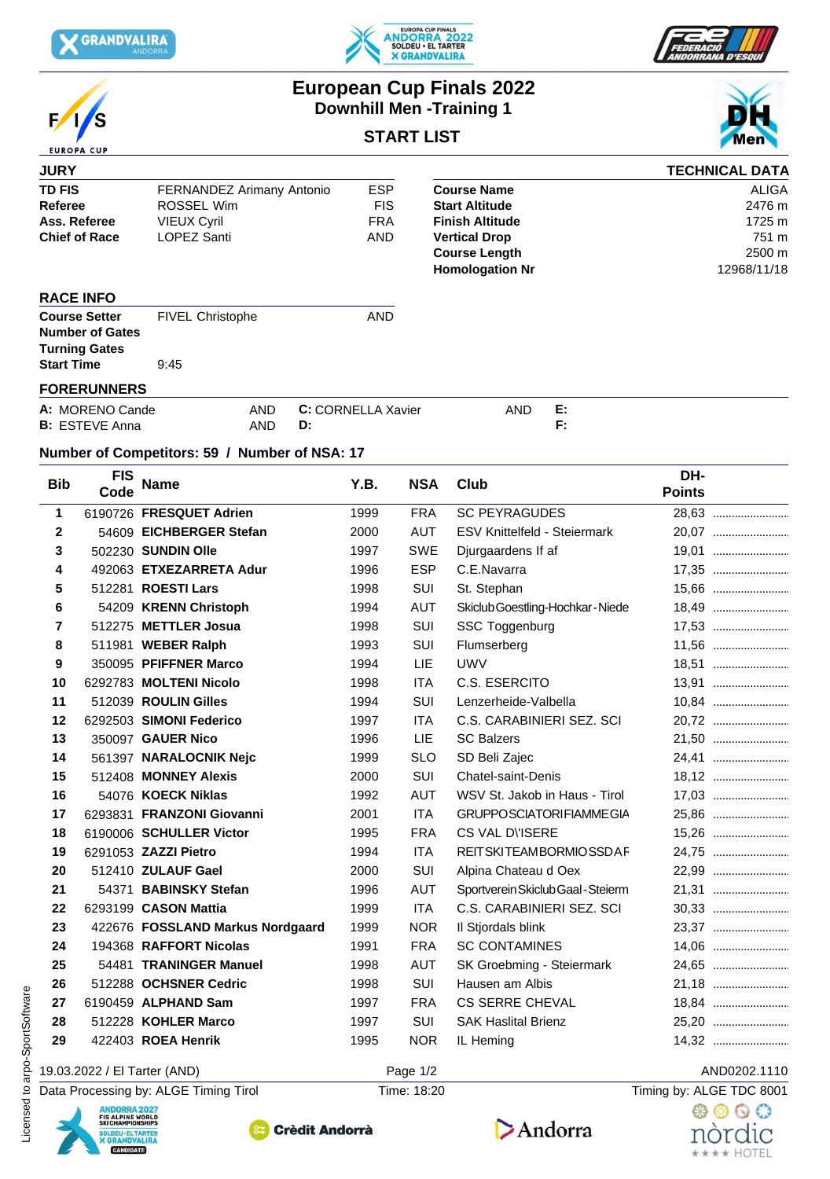# European Cup Finals 2022

## Downhill Men -Training 1

### START LIST

**JURY**

| | | |
|---|---|---|
| **TD FIS** | FERNANDEZ Arimany Antonio | ESP |
| **Referee** | ROSSEL Wim | FIS |
| **Ass. Referee** | VIEUX Cyril | FRA |
| **Chief of Race** | LOPEZ Santi | AND |

**TECHNICAL DATA**

| | |
|---|---|
| **Course Name** | ALIGA |
| **Start Altitude** | 2476 m |
| **Finish Altitude** | 1725 m |
| **Vertical Drop** | 751 m |
| **Course Length** | 2500 m |
| **Homologation Nr** | 12968/11/18 |

**RACE INFO**

| | | |
|---|---|---|
| **Course Setter** | FIVEL Christophe | AND |
| **Number of Gates** | | |
| **Turning Gates** | | |
| **Start Time** | 9:45 | |

**FORERUNNERS**

| | | | | | |
|---|---|---|---|---|---|
| **A:** MORENO Cande | AND | **C:** CORNELLA Xavier | AND | **E:** | |
| **B:** ESTEVE Anna | AND | **D:** | | **F:** | |

**Number of Competitors: 59 / Number of NSA: 17**

| Bib | FIS Code | Name | Y.B. | NSA | Club | DH-Points | |
|---|---|---|---|---|---|---|---|
| 1 | 6190726 | **FRESQUET Adrien** | 1999 | FRA | SC PEYRAGUDES | 28,63 | ........................ |
| 2 | 54609 | **EICHBERGER Stefan** | 2000 | AUT | ESV Knittelfeld - Steiermark | 20,07 | ........................ |
| 3 | 502230 | **SUNDIN Olle** | 1997 | SWE | Djurgaardens If af | 19,01 | ........................ |
| 4 | 492063 | **ETXEZARRETA Adur** | 1996 | ESP | C.E.Navarra | 17,35 | ........................ |
| 5 | 512281 | **ROESTI Lars** | 1998 | SUI | St. Stephan | 15,66 | ........................ |
| 6 | 54209 | **KRENN Christoph** | 1994 | AUT | Skiclub Goestling-Hochkar-Niede | 18,49 | ........................ |
| 7 | 512275 | **METTLER Josua** | 1998 | SUI | SSC Toggenburg | 17,53 | ........................ |
| 8 | 511981 | **WEBER Ralph** | 1993 | SUI | Flumserberg | 11,56 | ........................ |
| 9 | 350095 | **PFIFFNER Marco** | 1994 | LIE | UWV | 18,51 | ........................ |
| 10 | 6292783 | **MOLTENI Nicolo** | 1998 | ITA | C.S. ESERCITO | 13,91 | ........................ |
| 11 | 512039 | **ROULIN Gilles** | 1994 | SUI | Lenzerheide-Valbella | 10,84 | ........................ |
| 12 | 6292503 | **SIMONI Federico** | 1997 | ITA | C.S. CARABINIERI SEZ. SCI | 20,72 | ........................ |
| 13 | 350097 | **GAUER Nico** | 1996 | LIE | SC Balzers | 21,50 | ........................ |
| 14 | 561397 | **NARALOCNIK Nejc** | 1999 | SLO | SD Beli Zajec | 24,41 | ........................ |
| 15 | 512408 | **MONNEY Alexis** | 2000 | SUI | Chatel-saint-Denis | 18,12 | ........................ |
| 16 | 54076 | **KOECK Niklas** | 1992 | AUT | WSV St. Jakob in Haus - Tirol | 17,03 | ........................ |
| 17 | 6293831 | **FRANZONI Giovanni** | 2001 | ITA | GRUPPOSCIATORIFIAMMEGIA | 25,86 | ........................ |
| 18 | 6190006 | **SCHULLER Victor** | 1995 | FRA | CS VAL D\'ISERE | 15,26 | ........................ |
| 19 | 6291053 | **ZAZZI Pietro** | 1994 | ITA | REITSKITEAMBORMIOSSDAF | 24,75 | ........................ |
| 20 | 512410 | **ZULAUF Gael** | 2000 | SUI | Alpina Chateau d Oex | 22,99 | ........................ |
| 21 | 54371 | **BABINSKY Stefan** | 1996 | AUT | Sportverein Skiclub Gaal-Steierm | 21,31 | ........................ |
| 22 | 6293199 | **CASON Mattia** | 1999 | ITA | C.S. CARABINIERI SEZ. SCI | 30,33 | ........................ |
| 23 | 422676 | **FOSSLAND Markus Nordgaard** | 1999 | NOR | Il Stjordals blink | 23,37 | ........................ |
| 24 | 194368 | **RAFFORT Nicolas** | 1991 | FRA | SC CONTAMINES | 14,06 | ........................ |
| 25 | 54481 | **TRANINGER Manuel** | 1998 | AUT | SK Groebming - Steiermark | 24,65 | ........................ |
| 26 | 512288 | **OCHSNER Cedric** | 1998 | SUI | Hausen am Albis | 21,18 | ........................ |
| 27 | 6190459 | **ALPHAND Sam** | 1997 | FRA | CS SERRE CHEVAL | 18,84 | ........................ |
| 28 | 512228 | **KOHLER Marco** | 1997 | SUI | SAK Haslital Brienz | 25,20 | ........................ |
| 29 | 422403 | **ROEA Henrik** | 1995 | NOR | IL Heming | 14,32 | ........................ |

19.03.2022 / El Tarter (AND) — AND0202.1110

Data Processing by: ALGE Timing Tirol — Time: 18:20 — Timing by: ALGE TDC 8001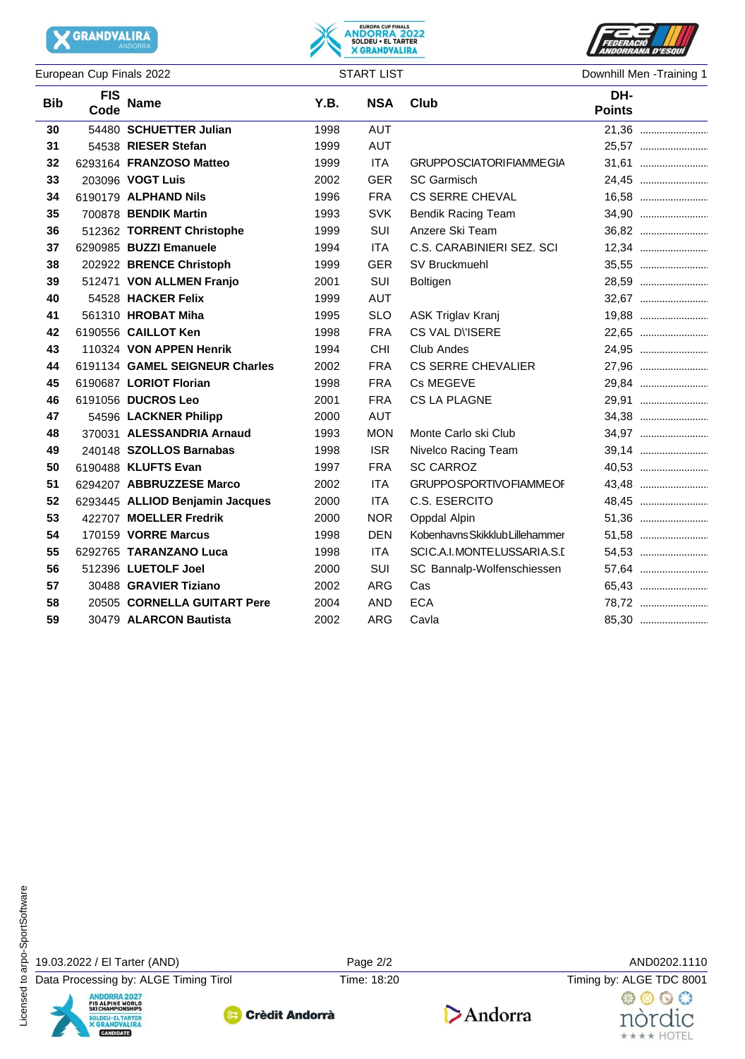European Cup Finals 2022 | START LIST | Downhill Men -Training 1

| Bib | FIS Code | Name | Y.B. | NSA | Club | DH-Points | |
|---|---|---|---|---|---|---|---|
| 30 | 54480 | **SCHUETTER Julian** | 1998 | AUT | | 21,36 | ........................ |
| 31 | 54538 | **RIESER Stefan** | 1999 | AUT | | 25,57 | ........................ |
| 32 | 6293164 | **FRANZOSO Matteo** | 1999 | ITA | GRUPPOSCIATORIFIAMMEGIA | 31,61 | ........................ |
| 33 | 203096 | **VOGT Luis** | 2002 | GER | SC Garmisch | 24,45 | ........................ |
| 34 | 6190179 | **ALPHAND Nils** | 1996 | FRA | CS SERRE CHEVAL | 16,58 | ........................ |
| 35 | 700878 | **BENDIK Martin** | 1993 | SVK | Bendik Racing Team | 34,90 | ........................ |
| 36 | 512362 | **TORRENT Christophe** | 1999 | SUI | Anzere Ski Team | 36,82 | ........................ |
| 37 | 6290985 | **BUZZI Emanuele** | 1994 | ITA | C.S. CARABINIERI SEZ. SCI | 12,34 | ........................ |
| 38 | 202922 | **BRENCE Christoph** | 1999 | GER | SV Bruckmuehl | 35,55 | ........................ |
| 39 | 512471 | **VON ALLMEN Franjo** | 2001 | SUI | Boltigen | 28,59 | ........................ |
| 40 | 54528 | **HACKER Felix** | 1999 | AUT | | 32,67 | ........................ |
| 41 | 561310 | **HROBAT Miha** | 1995 | SLO | ASK Triglav Kranj | 19,88 | ........................ |
| 42 | 6190556 | **CAILLOT Ken** | 1998 | FRA | CS VAL D\'ISERE | 22,65 | ........................ |
| 43 | 110324 | **VON APPEN Henrik** | 1994 | CHI | Club Andes | 24,95 | ........................ |
| 44 | 6191134 | **GAMEL SEIGNEUR Charles** | 2002 | FRA | CS SERRE CHEVALIER | 27,96 | ........................ |
| 45 | 6190687 | **LORIOT Florian** | 1998 | FRA | Cs MEGEVE | 29,84 | ........................ |
| 46 | 6191056 | **DUCROS Leo** | 2001 | FRA | CS LA PLAGNE | 29,91 | ........................ |
| 47 | 54596 | **LACKNER Philipp** | 2000 | AUT | | 34,38 | ........................ |
| 48 | 370031 | **ALESSANDRIA Arnaud** | 1993 | MON | Monte Carlo ski Club | 34,97 | ........................ |
| 49 | 240148 | **SZOLLOS Barnabas** | 1998 | ISR | Nivelco Racing Team | 39,14 | ........................ |
| 50 | 6190488 | **KLUFTS Evan** | 1997 | FRA | SC CARROZ | 40,53 | ........................ |
| 51 | 6294207 | **ABBRUZZESE Marco** | 2002 | ITA | GRUPPOSPORTIVOFIAMMEOF | 43,48 | ........................ |
| 52 | 6293445 | **ALLIOD Benjamin Jacques** | 2000 | ITA | C.S. ESERCITO | 48,45 | ........................ |
| 53 | 422707 | **MOELLER Fredrik** | 2000 | NOR | Oppdal Alpin | 51,36 | ........................ |
| 54 | 170159 | **VORRE Marcus** | 1998 | DEN | KobenhavnsSkikklubLillehammer | 51,58 | ........................ |
| 55 | 6292765 | **TARANZANO Luca** | 1998 | ITA | SCIC.A.I.MONTELUSSARIA.S.D | 54,53 | ........................ |
| 56 | 512396 | **LUETOLF Joel** | 2000 | SUI | SC Bannalp-Wolfenschiessen | 57,64 | ........................ |
| 57 | 30488 | **GRAVIER Tiziano** | 2002 | ARG | Cas | 65,43 | ........................ |
| 58 | 20505 | **CORNELLA GUITART Pere** | 2004 | AND | ECA | 78,72 | ........................ |
| 59 | 30479 | **ALARCON Bautista** | 2002 | ARG | Cavla | 85,30 | ........................ |

19.03.2022 / El Tarter (AND) | AND0202.1110

Data Processing by: ALGE Timing Tirol | Time: 18:20 | Timing by: ALGE TDC 8001